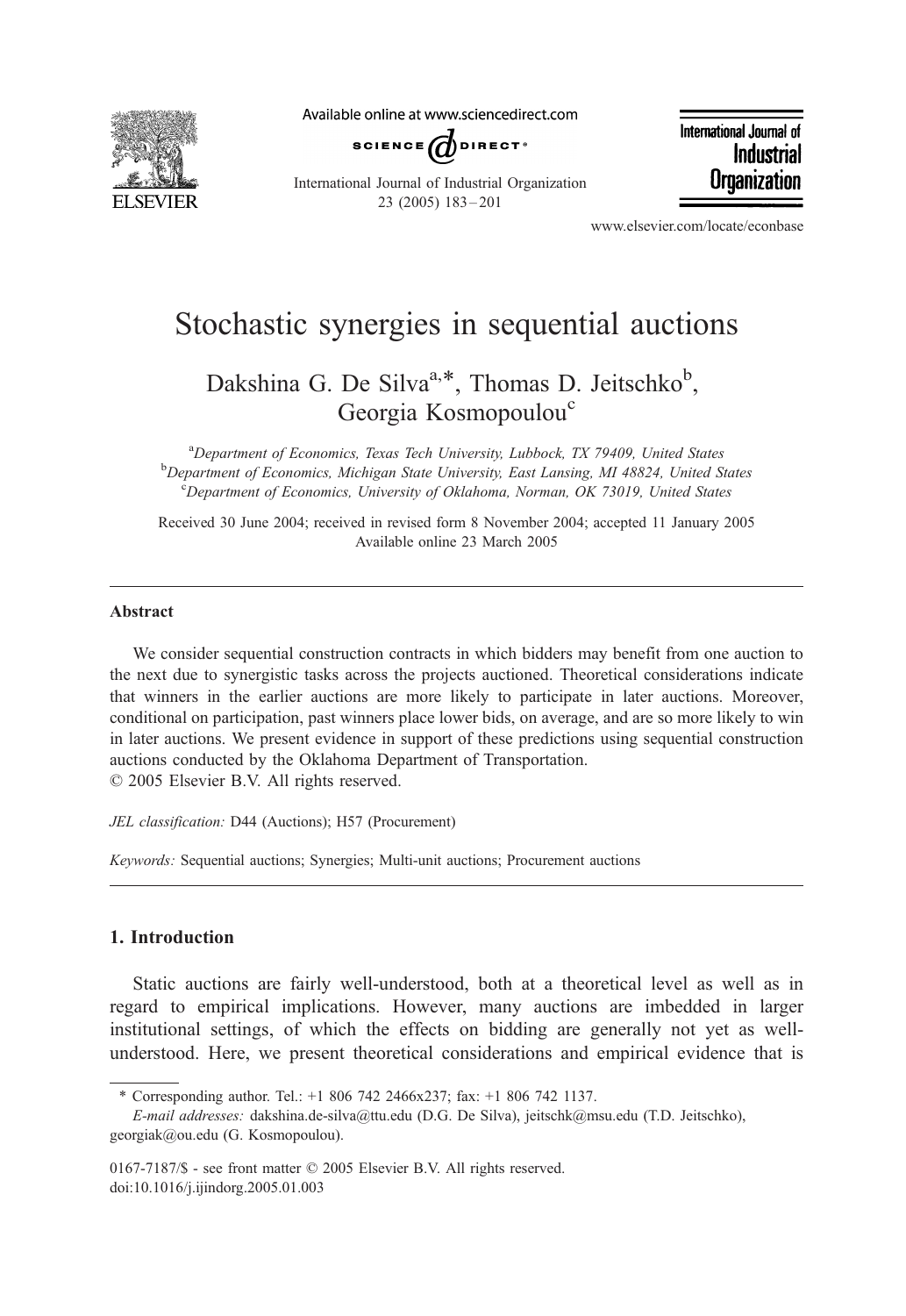# Stochastic synergies in sequential auctions

Dakshina G. De Silva[a,*], Thomas D. Jeitschko[b], Georgia Kosmopoulou[c]

[a]Department of Economics, Texas Tech University, Lubbock, TX 79409, United States
[b]Department of Economics, Michigan State University, East Lansing, MI 48824, United States
[c]Department of Economics, University of Oklahoma, Norman, OK 73019, United States

Received 30 June 2004; received in revised form 8 November 2004; accepted 11 January 2005
Available online 23 March 2005

---

## Abstract

We consider sequential construction contracts in which bidders may benefit from one auction to the next due to synergistic tasks across the projects auctioned. Theoretical considerations indicate that winners in the earlier auctions are more likely to participate in later auctions. Moreover, conditional on participation, past winners place lower bids, on average, and are so more likely to win in later auctions. We present evidence in support of these predictions using sequential construction auctions conducted by the Oklahoma Department of Transportation.
© 2005 Elsevier B.V. All rights reserved.

*JEL classification:* D44 (Auctions); H57 (Procurement)

*Keywords:* Sequential auctions; Synergies; Multi-unit auctions; Procurement auctions

---

## 1. Introduction

Static auctions are fairly well-understood, both at a theoretical level as well as in regard to empirical implications. However, many auctions are imbedded in larger institutional settings, of which the effects on bidding are generally not yet as well-understood. Here, we present theoretical considerations and empirical evidence that is

* Corresponding author. Tel.: +1 806 742 2466x237; fax: +1 806 742 1137.
*E-mail addresses:* dakshina.de-silva@ttu.edu (D.G. De Silva), jeitschk@msu.edu (T.D. Jeitschko), georgiak@ou.edu (G. Kosmopoulou).

0167-7187/$ - see front matter © 2005 Elsevier B.V. All rights reserved.
doi:10.1016/j.ijindorg.2005.01.003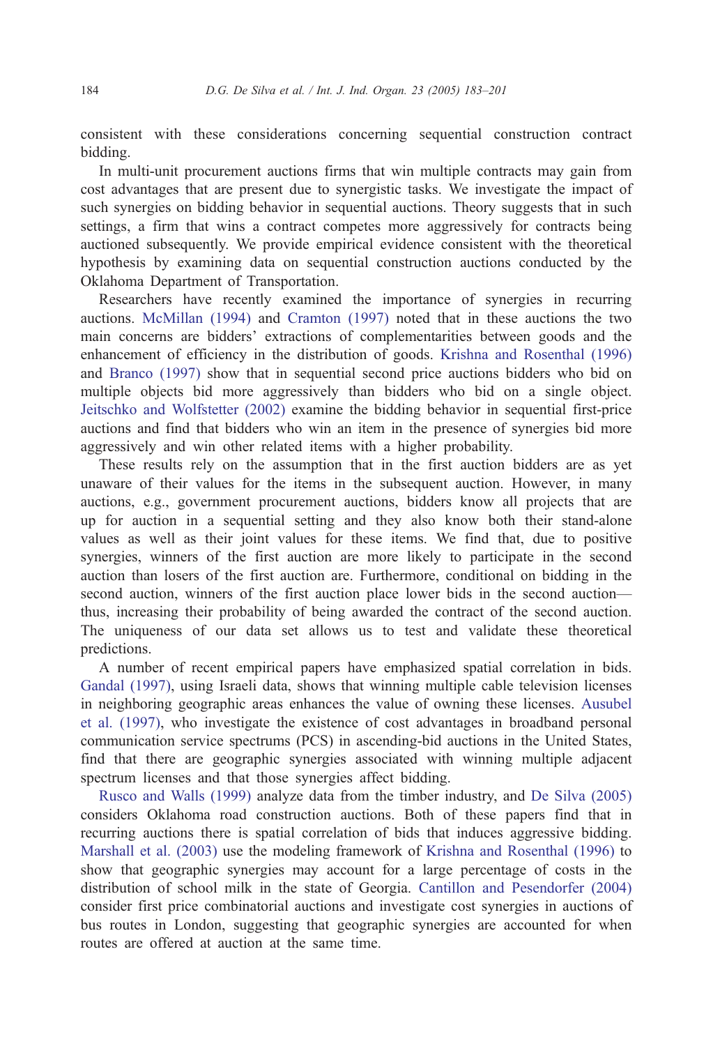consistent with these considerations concerning sequential construction contract bidding.

In multi-unit procurement auctions firms that win multiple contracts may gain from cost advantages that are present due to synergistic tasks. We investigate the impact of such synergies on bidding behavior in sequential auctions. Theory suggests that in such settings, a firm that wins a contract competes more aggressively for contracts being auctioned subsequently. We provide empirical evidence consistent with the theoretical hypothesis by examining data on sequential construction auctions conducted by the Oklahoma Department of Transportation.

Researchers have recently examined the importance of synergies in recurring auctions. McMillan (1994) and Cramton (1997) noted that in these auctions the two main concerns are bidders' extractions of complementarities between goods and the enhancement of efficiency in the distribution of goods. Krishna and Rosenthal (1996) and Branco (1997) show that in sequential second price auctions bidders who bid on multiple objects bid more aggressively than bidders who bid on a single object. Jeitschko and Wolfstetter (2002) examine the bidding behavior in sequential first-price auctions and find that bidders who win an item in the presence of synergies bid more aggressively and win other related items with a higher probability.

These results rely on the assumption that in the first auction bidders are as yet unaware of their values for the items in the subsequent auction. However, in many auctions, e.g., government procurement auctions, bidders know all projects that are up for auction in a sequential setting and they also know both their stand-alone values as well as their joint values for these items. We find that, due to positive synergies, winners of the first auction are more likely to participate in the second auction than losers of the first auction are. Furthermore, conditional on bidding in the second auction, winners of the first auction place lower bids in the second auction—thus, increasing their probability of being awarded the contract of the second auction. The uniqueness of our data set allows us to test and validate these theoretical predictions.

A number of recent empirical papers have emphasized spatial correlation in bids. Gandal (1997), using Israeli data, shows that winning multiple cable television licenses in neighboring geographic areas enhances the value of owning these licenses. Ausubel et al. (1997), who investigate the existence of cost advantages in broadband personal communication service spectrums (PCS) in ascending-bid auctions in the United States, find that there are geographic synergies associated with winning multiple adjacent spectrum licenses and that those synergies affect bidding.

Rusco and Walls (1999) analyze data from the timber industry, and De Silva (2005) considers Oklahoma road construction auctions. Both of these papers find that in recurring auctions there is spatial correlation of bids that induces aggressive bidding. Marshall et al. (2003) use the modeling framework of Krishna and Rosenthal (1996) to show that geographic synergies may account for a large percentage of costs in the distribution of school milk in the state of Georgia. Cantillon and Pesendorfer (2004) consider first price combinatorial auctions and investigate cost synergies in auctions of bus routes in London, suggesting that geographic synergies are accounted for when routes are offered at auction at the same time.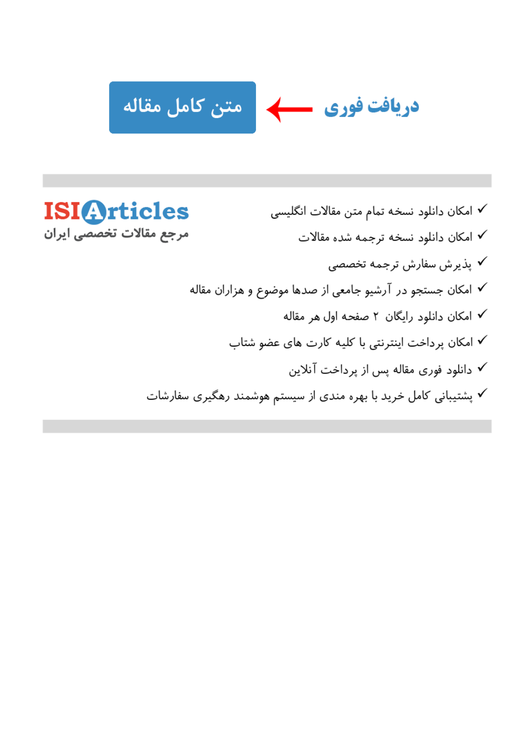دریافت فوری ← متن کامل مقاله

**ISIArticles**
مرجع مقالات تخصصی ایران

- ✓ امکان دانلود نسخه تمام متن مقالات انگلیسی
- ✓ امکان دانلود نسخه ترجمه شده مقالات
- ✓ پذیرش سفارش ترجمه تخصصی
- ✓ امکان جستجو در آرشیو جامعی از صدها موضوع و هزاران مقاله
- ✓ امکان دانلود رایگان ۲ صفحه اول هر مقاله
- ✓ امکان پرداخت اینترنتی با کلیه کارت های عضو شتاب
- ✓ دانلود فوری مقاله پس از پرداخت آنلاین
- ✓ پشتیبانی کامل خرید با بهره مندی از سیستم هوشمند رهگیری سفارشات